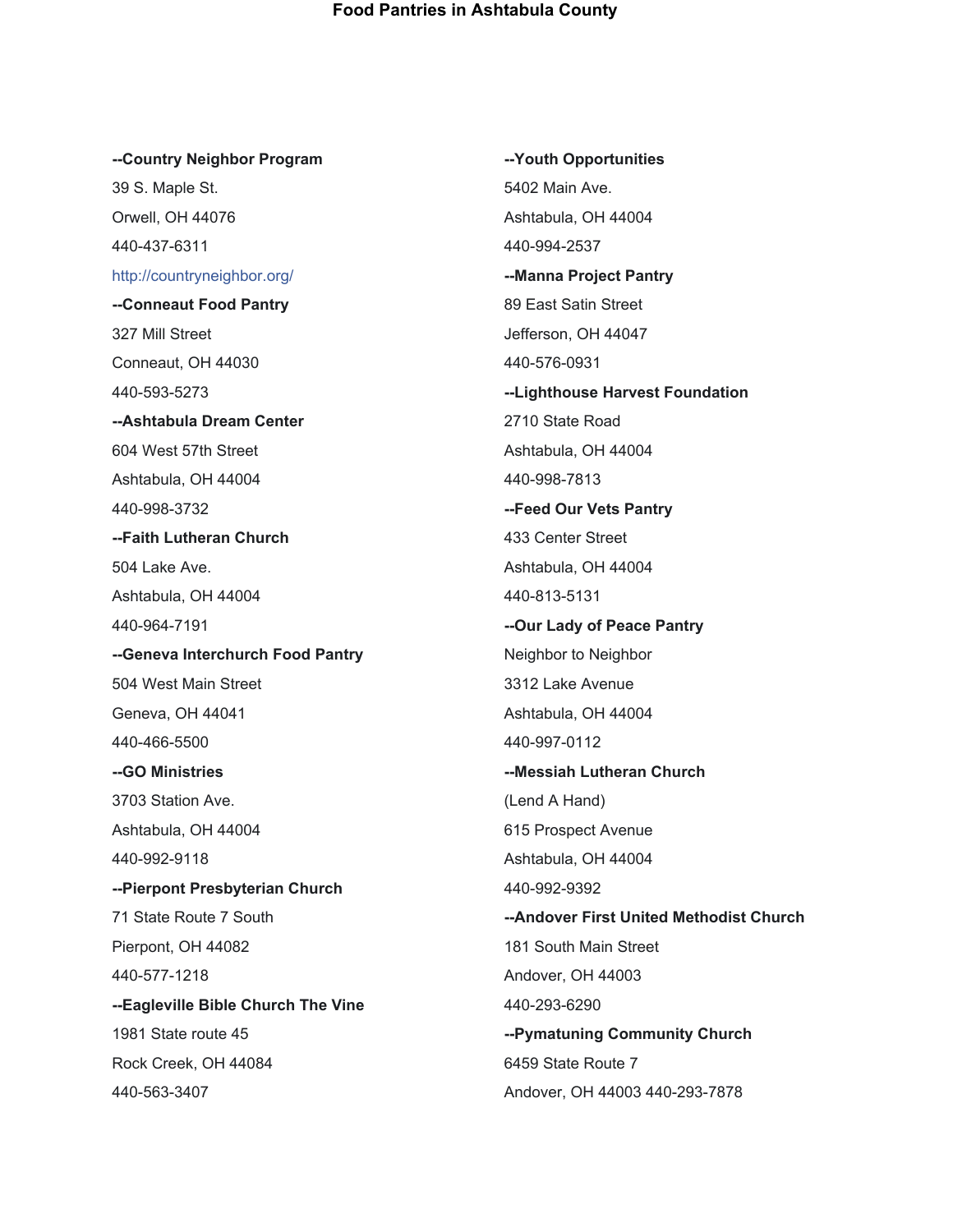# Food Pantries in Ashtabula County

**--Country Neighbor Program**

39 S. Maple St.

Orwell, OH 44076

440-437-6311

http://countryneighbor.org/

**--Conneaut Food Pantry**

327 Mill Street

Conneaut, OH 44030

440-593-5273

**--Ashtabula Dream Center**

604 West 57th Street

Ashtabula, OH 44004

440-998-3732

**--Faith Lutheran Church**

504 Lake Ave.

Ashtabula, OH 44004

440-964-7191

**--Geneva Interchurch Food Pantry**

504 West Main Street

Geneva, OH 44041

440-466-5500

**--GO Ministries**

3703 Station Ave.

Ashtabula, OH 44004

440-992-9118

**--Pierpont Presbyterian Church**

71 State Route 7 South

Pierpont, OH 44082

440-577-1218

**--Eagleville Bible Church The Vine**

1981 State route 45

Rock Creek, OH 44084

440-563-3407

**--Youth Opportunities**

5402 Main Ave.

Ashtabula, OH 44004

440-994-2537

**--Manna Project Pantry**

89 East Satin Street

Jefferson, OH 44047

440-576-0931

**--Lighthouse Harvest Foundation**

2710 State Road

Ashtabula, OH 44004

440-998-7813

**--Feed Our Vets Pantry**

433 Center Street

Ashtabula, OH 44004

440-813-5131

**--Our Lady of Peace Pantry**

Neighbor to Neighbor

3312 Lake Avenue

Ashtabula, OH 44004

440-997-0112

**--Messiah Lutheran Church**

(Lend A Hand)

615 Prospect Avenue

Ashtabula, OH 44004

440-992-9392

**--Andover First United Methodist Church**

181 South Main Street

Andover, OH 44003

440-293-6290

**--Pymatuning Community Church**

6459 State Route 7

Andover, OH 44003 440-293-7878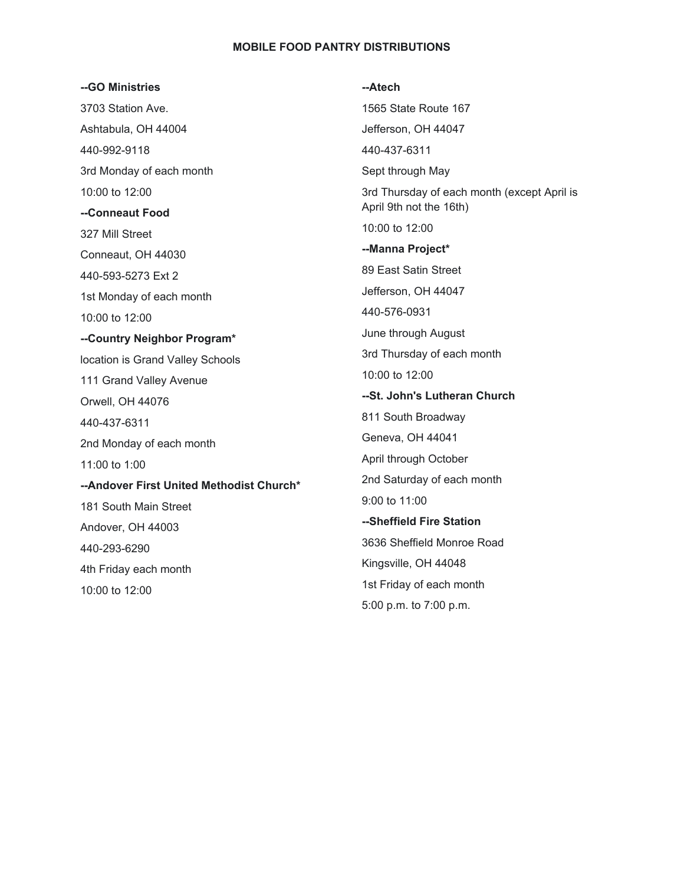## MOBILE FOOD PANTRY DISTRIBUTIONS

**--GO Ministries**

3703 Station Ave.

Ashtabula, OH 44004

440-992-9118

3rd Monday of each month

10:00 to 12:00

**--Conneaut Food**

327 Mill Street

Conneaut, OH 44030

440-593-5273 Ext 2

1st Monday of each month

10:00 to 12:00

**--Country Neighbor Program***

location is Grand Valley Schools

111 Grand Valley Avenue

Orwell, OH 44076

440-437-6311

2nd Monday of each month

11:00 to 1:00

**--Andover First United Methodist Church***

181 South Main Street

Andover, OH 44003

440-293-6290

4th Friday each month

10:00 to 12:00

**--Atech**

1565 State Route 167

Jefferson, OH 44047

440-437-6311

Sept through May

3rd Thursday of each month (except April is April 9th not the 16th)

10:00 to 12:00

**--Manna Project***

89 East Satin Street

Jefferson, OH 44047

440-576-0931

June through August

3rd Thursday of each month

10:00 to 12:00

**--St. John's Lutheran Church**

811 South Broadway

Geneva, OH 44041

April through October

2nd Saturday of each month

9:00 to 11:00

**--Sheffield Fire Station**

3636 Sheffield Monroe Road

Kingsville, OH 44048

1st Friday of each month

5:00 p.m. to 7:00 p.m.